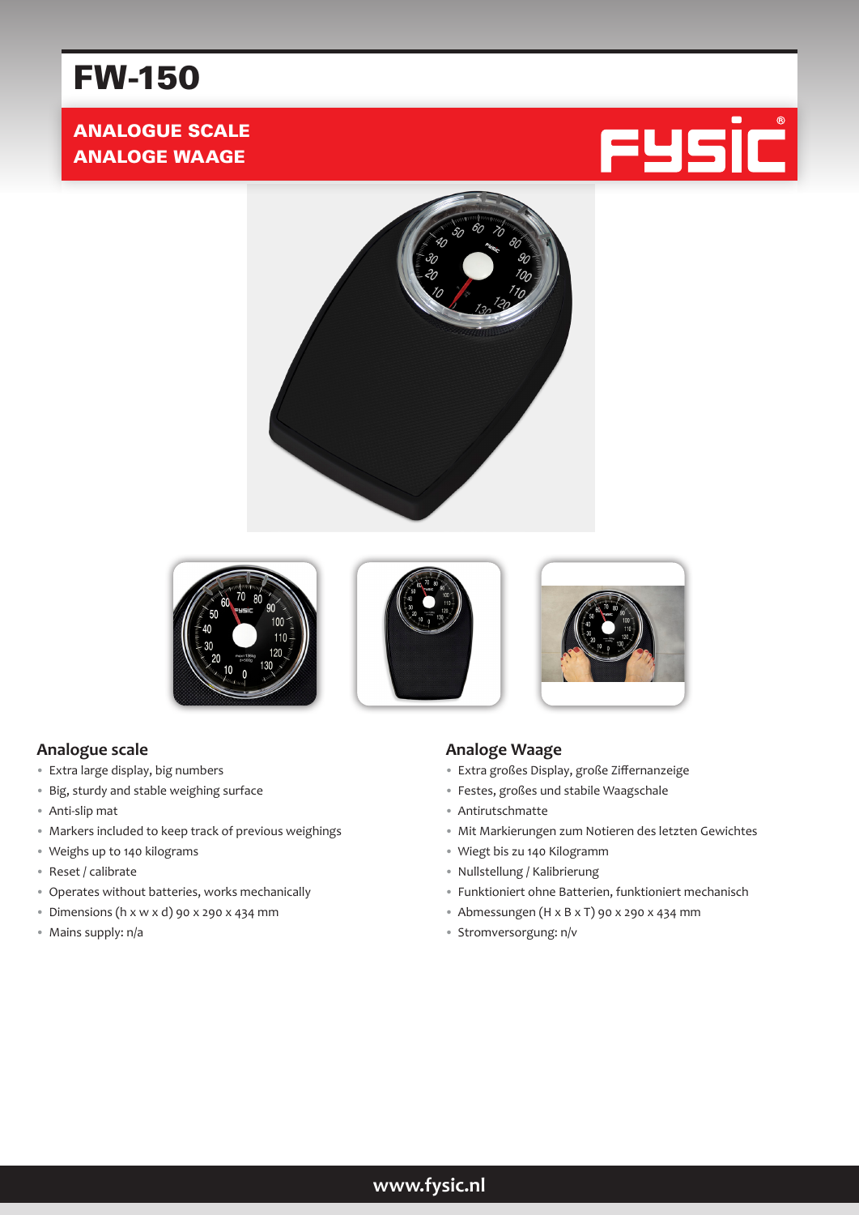# FW-150

**ANALOGUE SCALE**
**ANALOGE WAAGE**

FYSIC®

## Analogue scale

- Extra large display, big numbers
- Big, sturdy and stable weighing surface
- Anti-slip mat
- Markers included to keep track of previous weighings
- Weighs up to 140 kilograms
- Reset / calibrate
- Operates without batteries, works mechanically
- Dimensions (h x w x d) 90 x 290 x 434 mm
- Mains supply: n/a

## Analoge Waage

- Extra großes Display, große Ziffernanzeige
- Festes, großes und stabile Waagschale
- Antirutschmatte
- Mit Markierungen zum Notieren des letzten Gewichtes
- Wiegt bis zu 140 Kilogramm
- Nullstellung / Kalibrierung
- Funktioniert ohne Batterien, funktioniert mechanisch
- Abmessungen (H x B x T) 90 x 290 x 434 mm
- Stromversorgung: n/v

www.fysic.nl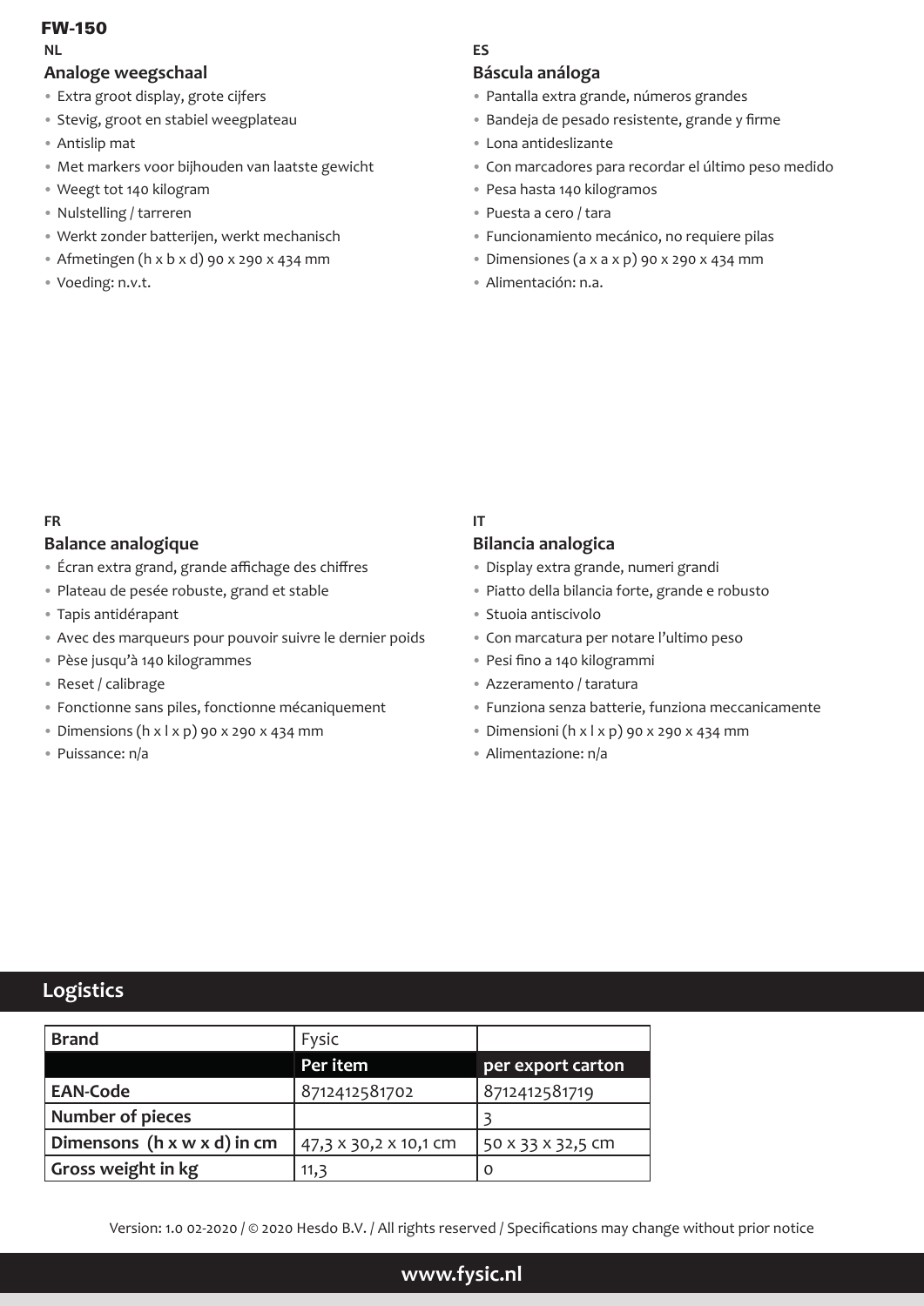FW-150

## NL

### Analoge weegschaal

- Extra groot display, grote cijfers
- Stevig, groot en stabiel weegplateau
- Antislip mat
- Met markers voor bijhouden van laatste gewicht
- Weegt tot 140 kilogram
- Nulstelling / tarreren
- Werkt zonder batterijen, werkt mechanisch
- Afmetingen (h x b x d) 90 x 290 x 434 mm
- Voeding: n.v.t.

## ES

### Báscula análoga

- Pantalla extra grande, números grandes
- Bandeja de pesado resistente, grande y firme
- Lona antideslizante
- Con marcadores para recordar el último peso medido
- Pesa hasta 140 kilogramos
- Puesta a cero / tara
- Funcionamiento mecánico, no requiere pilas
- Dimensiones (a x a x p) 90 x 290 x 434 mm
- Alimentación: n.a.

## FR

### Balance analogique

- Écran extra grand, grande affichage des chiffres
- Plateau de pesée robuste, grand et stable
- Tapis antidérapant
- Avec des marqueurs pour pouvoir suivre le dernier poids
- Pèse jusqu'à 140 kilogrammes
- Reset / calibrage
- Fonctionne sans piles, fonctionne mécaniquement
- Dimensions (h x l x p) 90 x 290 x 434 mm
- Puissance: n/a

## IT

### Bilancia analogica

- Display extra grande, numeri grandi
- Piatto della bilancia forte, grande e robusto
- Stuoia antiscivolo
- Con marcatura per notare l'ultimo peso
- Pesi fino a 140 kilogrammi
- Azzeramento / taratura
- Funziona senza batterie, funziona meccanicamente
- Dimensioni (h x l x p) 90 x 290 x 434 mm
- Alimentazione: n/a

## Logistics

| Brand | Fysic | |
|---|---|---|
| | **Per item** | **per export carton** |
| **EAN-Code** | 8712412581702 | 8712412581719 |
| **Number of pieces** | | 3 |
| **Dimensons (h x w x d) in cm** | 47,3 x 30,2 x 10,1 cm | 50 x 33 x 32,5 cm |
| **Gross weight in kg** | 11,3 | 0 |

Version: 1.0 02-2020 / © 2020 Hesdo B.V. / All rights reserved / Specifications may change without prior notice

www.fysic.nl